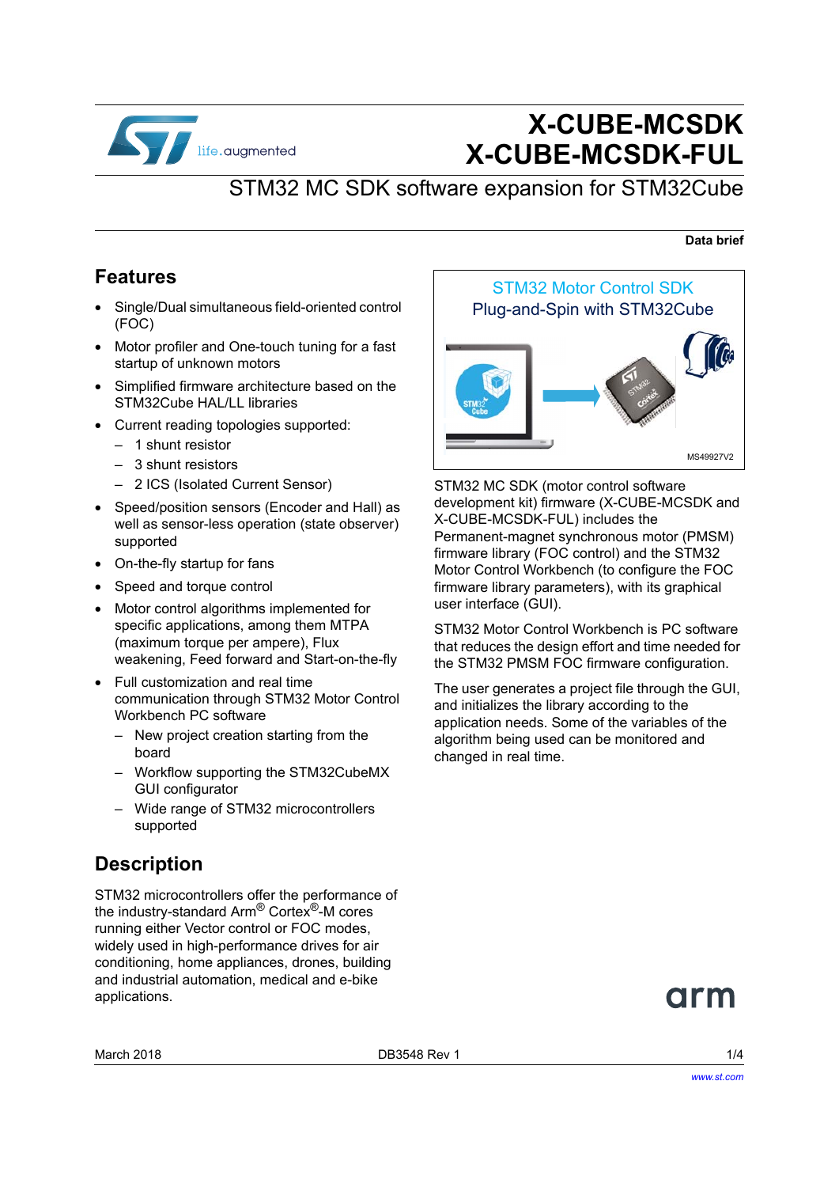# X-CUBE-MCSDK
# X-CUBE-MCSDK-FUL

## STM32 MC SDK software expansion for STM32Cube

**Data brief**

## Features

- Single/Dual simultaneous field-oriented control (FOC)
- Motor profiler and One-touch tuning for a fast startup of unknown motors
- Simplified firmware architecture based on the STM32Cube HAL/LL libraries
- Current reading topologies supported:
  - 1 shunt resistor
  - 3 shunt resistors
  - 2 ICS (Isolated Current Sensor)
- Speed/position sensors (Encoder and Hall) as well as sensor-less operation (state observer) supported
- On-the-fly startup for fans
- Speed and torque control
- Motor control algorithms implemented for specific applications, among them MTPA (maximum torque per ampere), Flux weakening, Feed forward and Start-on-the-fly
- Full customization and real time communication through STM32 Motor Control Workbench PC software
  - New project creation starting from the board
  - Workflow supporting the STM32CubeMX GUI configurator
  - Wide range of STM32 microcontrollers supported

## Description

STM32 microcontrollers offer the performance of the industry-standard Arm® Cortex®-M cores running either Vector control or FOC modes, widely used in high-performance drives for air conditioning, home appliances, drones, building and industrial automation, medical and e-bike applications.

STM32 Motor Control SDK
Plug-and-Spin with STM32Cube

STM32 Cube
STM32 Cortex
MS49927V2

STM32 MC SDK (motor control software development kit) firmware (X-CUBE-MCSDK and X-CUBE-MCSDK-FUL) includes the Permanent-magnet synchronous motor (PMSM) firmware library (FOC control) and the STM32 Motor Control Workbench (to configure the FOC firmware library parameters), with its graphical user interface (GUI).

STM32 Motor Control Workbench is PC software that reduces the design effort and time needed for the STM32 PMSM FOC firmware configuration.

The user generates a project file through the GUI, and initializes the library according to the application needs. Some of the variables of the algorithm being used can be monitored and changed in real time.

March 2018 DB3548 Rev 1

www.st.com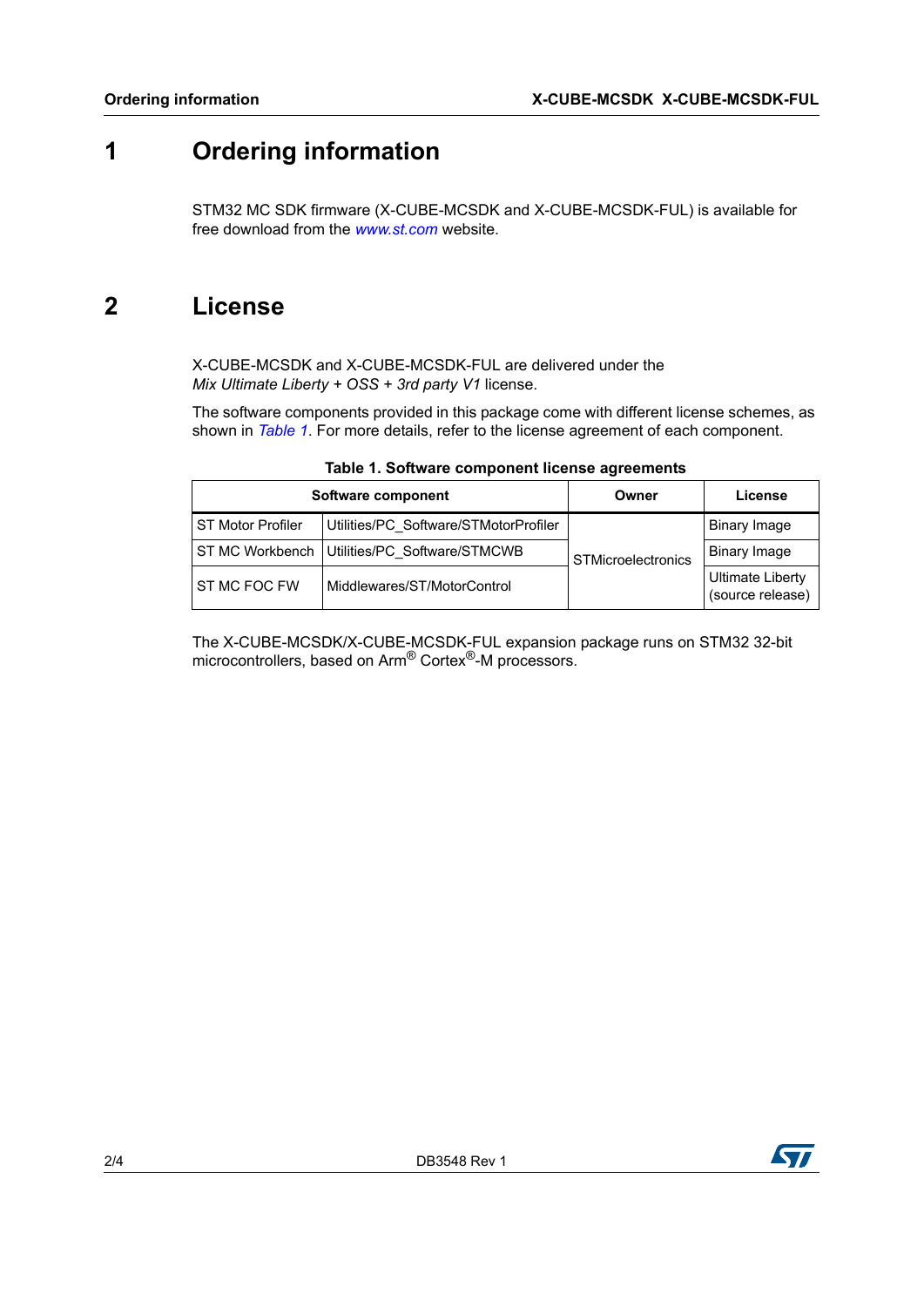# 1 Ordering information

STM32 MC SDK firmware (X-CUBE-MCSDK and X-CUBE-MCSDK-FUL) is available for free download from the *www.st.com* website.

# 2 License

X-CUBE-MCSDK and X-CUBE-MCSDK-FUL are delivered under the *Mix Ultimate Liberty + OSS + 3rd party V1* license.

The software components provided in this package come with different license schemes, as shown in *Table 1*. For more details, refer to the license agreement of each component.

**Table 1. Software component license agreements**

| Software component | | Owner | License |
|---|---|---|---|
| ST Motor Profiler | Utilities/PC_Software/STMotorProfiler | STMicroelectronics | Binary Image |
| ST MC Workbench | Utilities/PC_Software/STMCWB | | Binary Image |
| ST MC FOC FW | Middlewares/ST/MotorControl | | Ultimate Liberty (source release) |

The X-CUBE-MCSDK/X-CUBE-MCSDK-FUL expansion package runs on STM32 32-bit microcontrollers, based on Arm® Cortex®-M processors.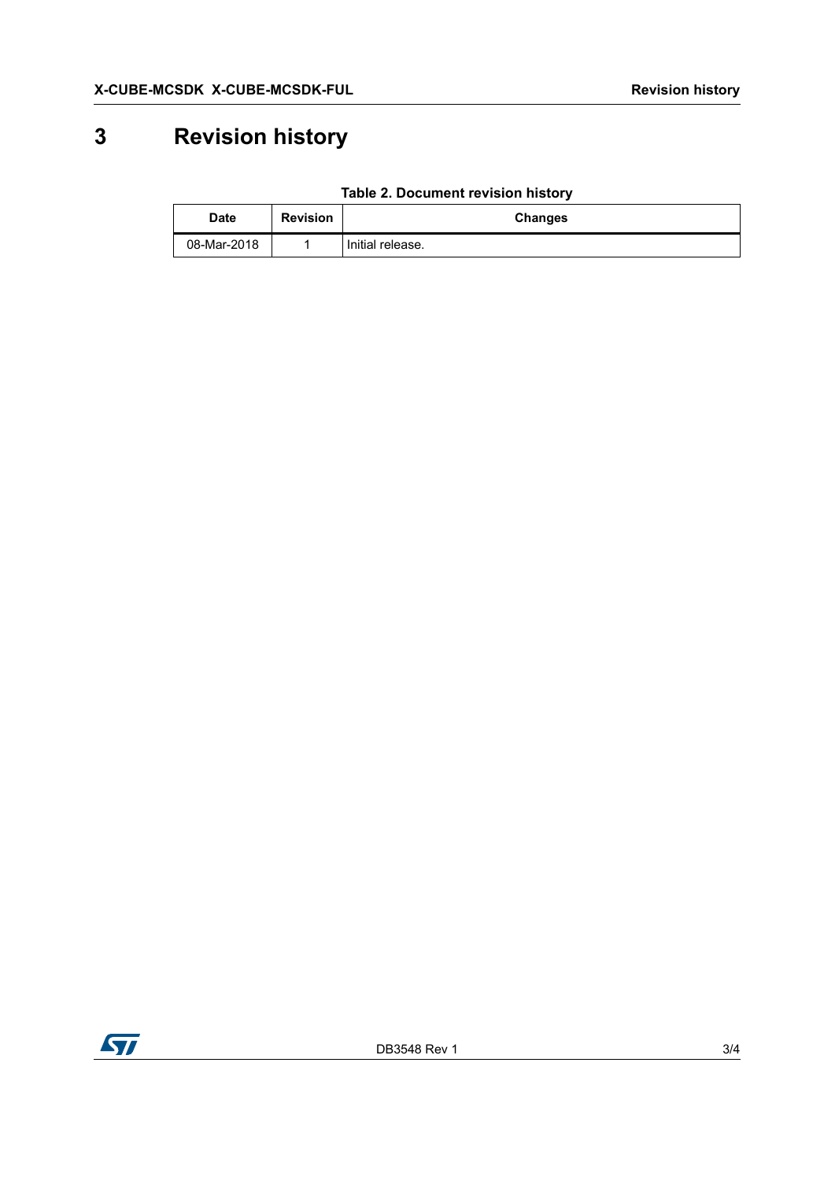# 3 Revision history

**Table 2. Document revision history**

| Date | Revision | Changes |
|---|---|---|
| 08-Mar-2018 | 1 | Initial release. |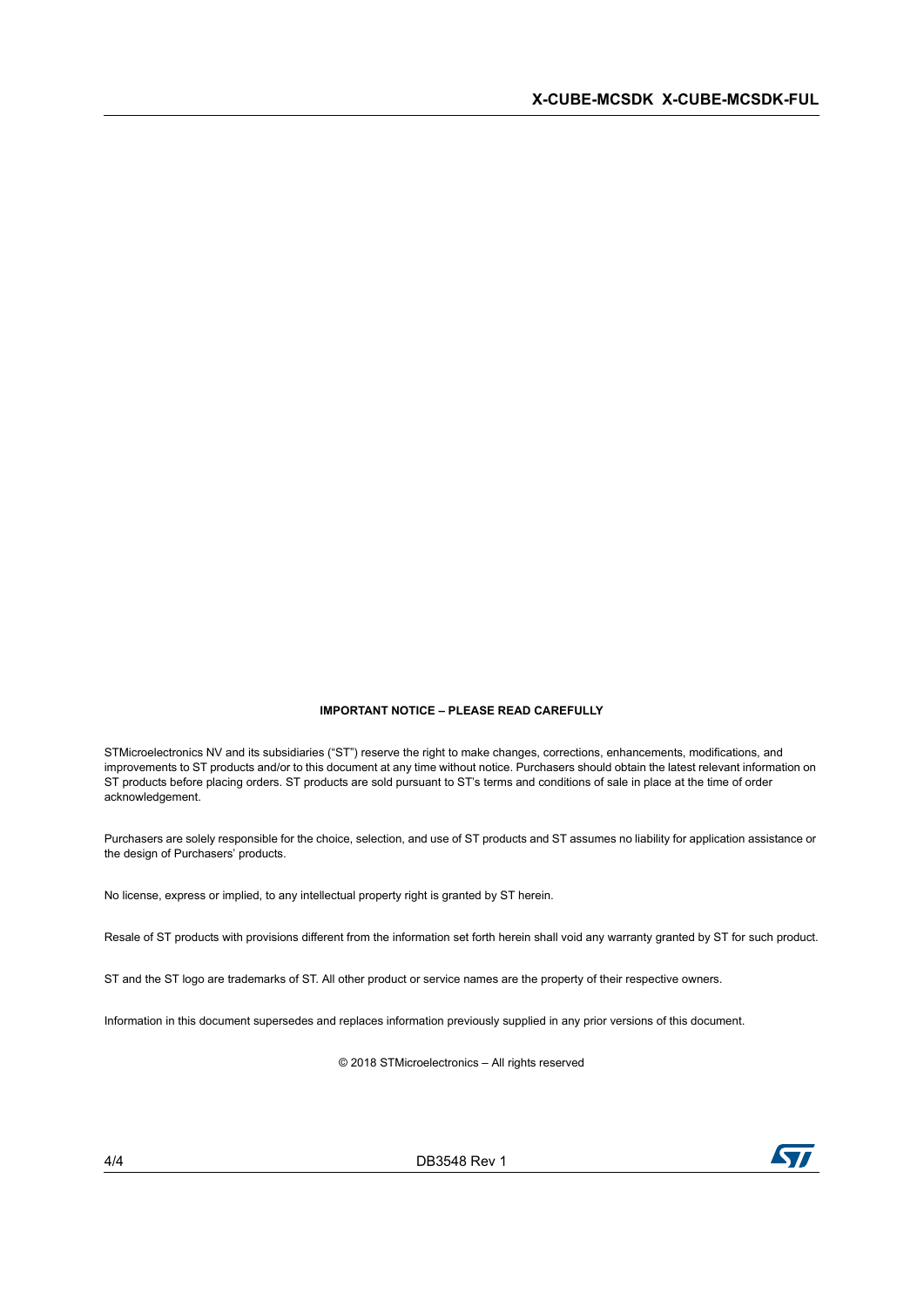**IMPORTANT NOTICE – PLEASE READ CAREFULLY**

STMicroelectronics NV and its subsidiaries ("ST") reserve the right to make changes, corrections, enhancements, modifications, and improvements to ST products and/or to this document at any time without notice. Purchasers should obtain the latest relevant information on ST products before placing orders. ST products are sold pursuant to ST's terms and conditions of sale in place at the time of order acknowledgement.

Purchasers are solely responsible for the choice, selection, and use of ST products and ST assumes no liability for application assistance or the design of Purchasers' products.

No license, express or implied, to any intellectual property right is granted by ST herein.

Resale of ST products with provisions different from the information set forth herein shall void any warranty granted by ST for such product.

ST and the ST logo are trademarks of ST. All other product or service names are the property of their respective owners.

Information in this document supersedes and replaces information previously supplied in any prior versions of this document.

© 2018 STMicroelectronics – All rights reserved